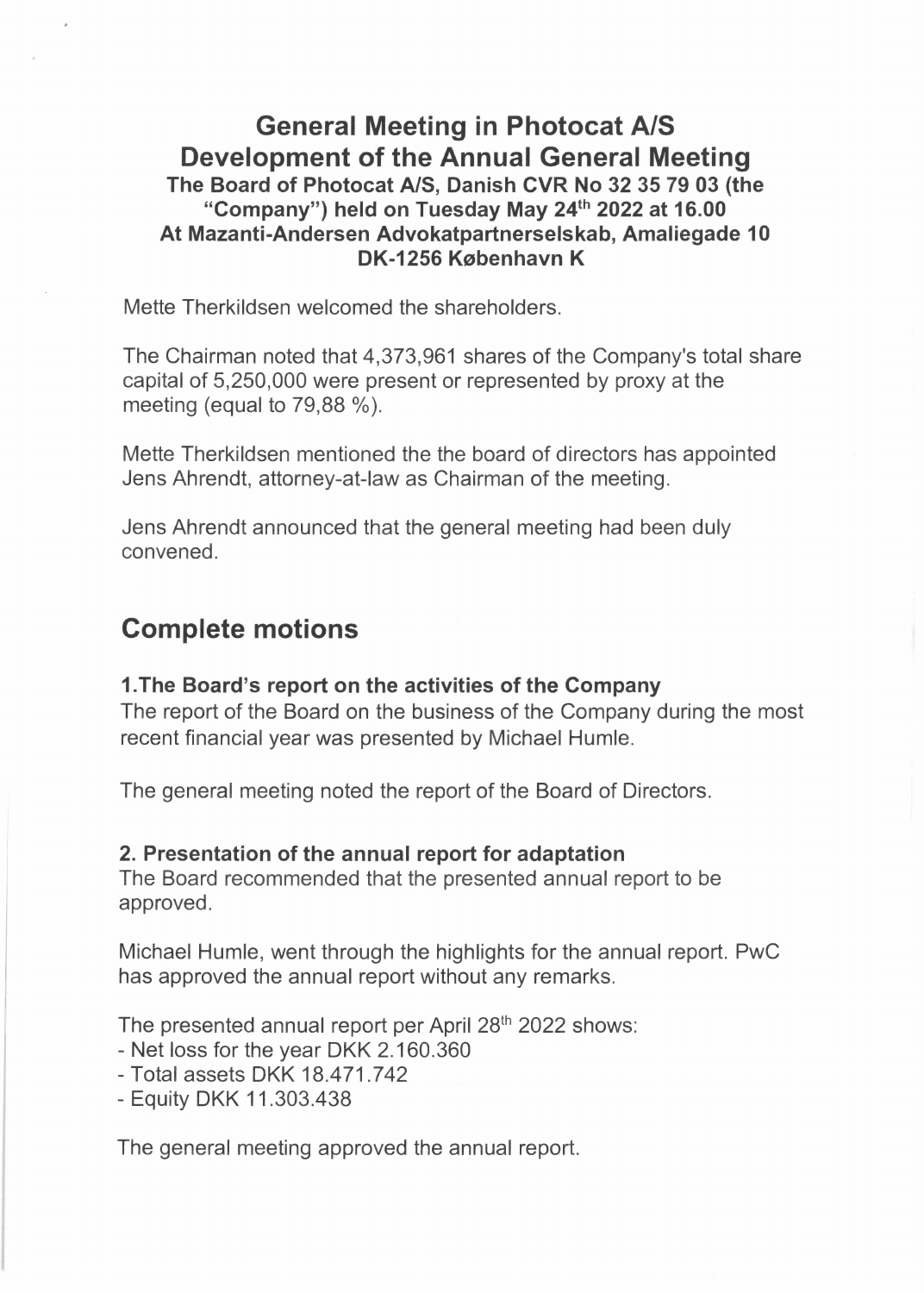# General Meeting in Photocat A/S

## Development of the Annual General Meeting

**The Board of Photocat A/S, Danish CVR No 32 35 79 03 (the "Company") held on Tuesday May 24th 2022 at 16.00**
**At Mazanti-Andersen Advokatpartnerselskab, Amaliegade 10 DK-1256 København K**

Mette Therkildsen welcomed the shareholders.

The Chairman noted that 4,373,961 shares of the Company's total share capital of 5,250,000 were present or represented by proxy at the meeting (equal to 79,88 %).

Mette Therkildsen mentioned the the board of directors has appointed Jens Ahrendt, attorney-at-law as Chairman of the meeting.

Jens Ahrendt announced that the general meeting had been duly convened.

## Complete motions

### 1.The Board's report on the activities of the Company

The report of the Board on the business of the Company during the most recent financial year was presented by Michael Humle.

The general meeting noted the report of the Board of Directors.

### 2. Presentation of the annual report for adaptation

The Board recommended that the presented annual report to be approved.

Michael Humle, went through the highlights for the annual report. PwC has approved the annual report without any remarks.

The presented annual report per April 28th 2022 shows:

- Net loss for the year DKK 2.160.360
- Total assets DKK 18.471.742
- Equity DKK 11.303.438

The general meeting approved the annual report.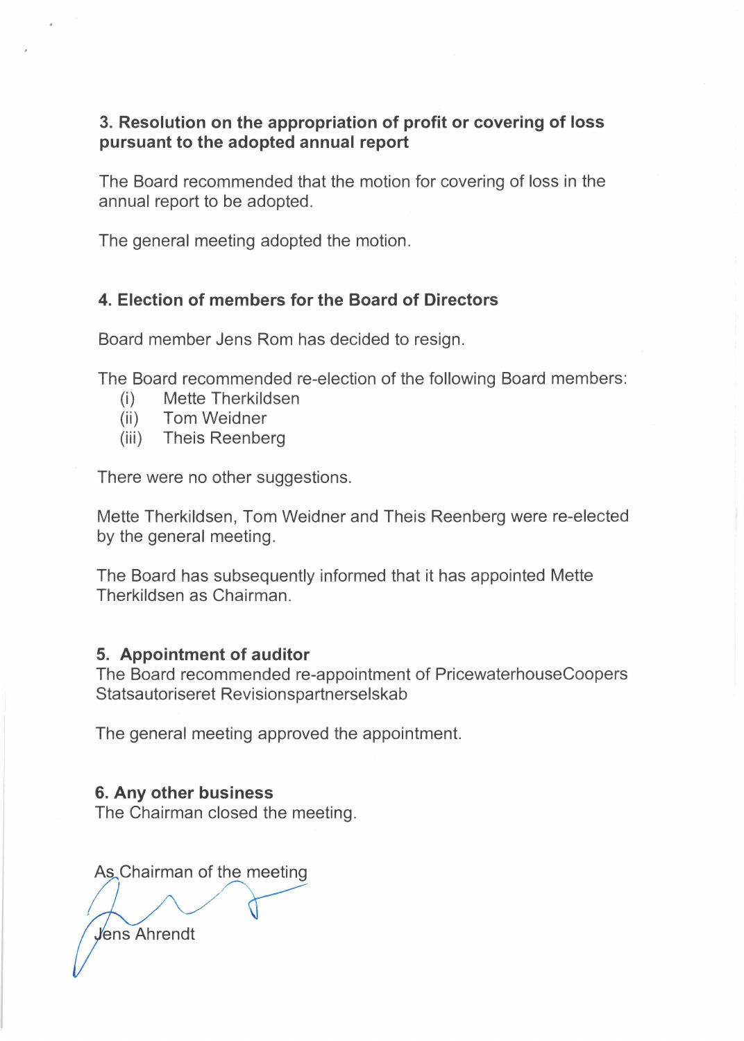### 3. Resolution on the appropriation of profit or covering of loss pursuant to the adopted annual report

The Board recommended that the motion for covering of loss in the annual report to be adopted.

The general meeting adopted the motion.

### 4. Election of members for the Board of Directors

Board member Jens Rom has decided to resign.

The Board recommended re-election of the following Board members:

(i) Mette Therkildsen
(ii) Tom Weidner
(iii) Theis Reenberg

There were no other suggestions.

Mette Therkildsen, Tom Weidner and Theis Reenberg were re-elected by the general meeting.

The Board has subsequently informed that it has appointed Mette Therkildsen as Chairman.

### 5. Appointment of auditor

The Board recommended re-appointment of PricewaterhouseCoopers Statsautoriseret Revisionspartnerselskab

The general meeting approved the appointment.

### 6. Any other business

The Chairman closed the meeting.

As Chairman of the meeting

Jens Ahrendt